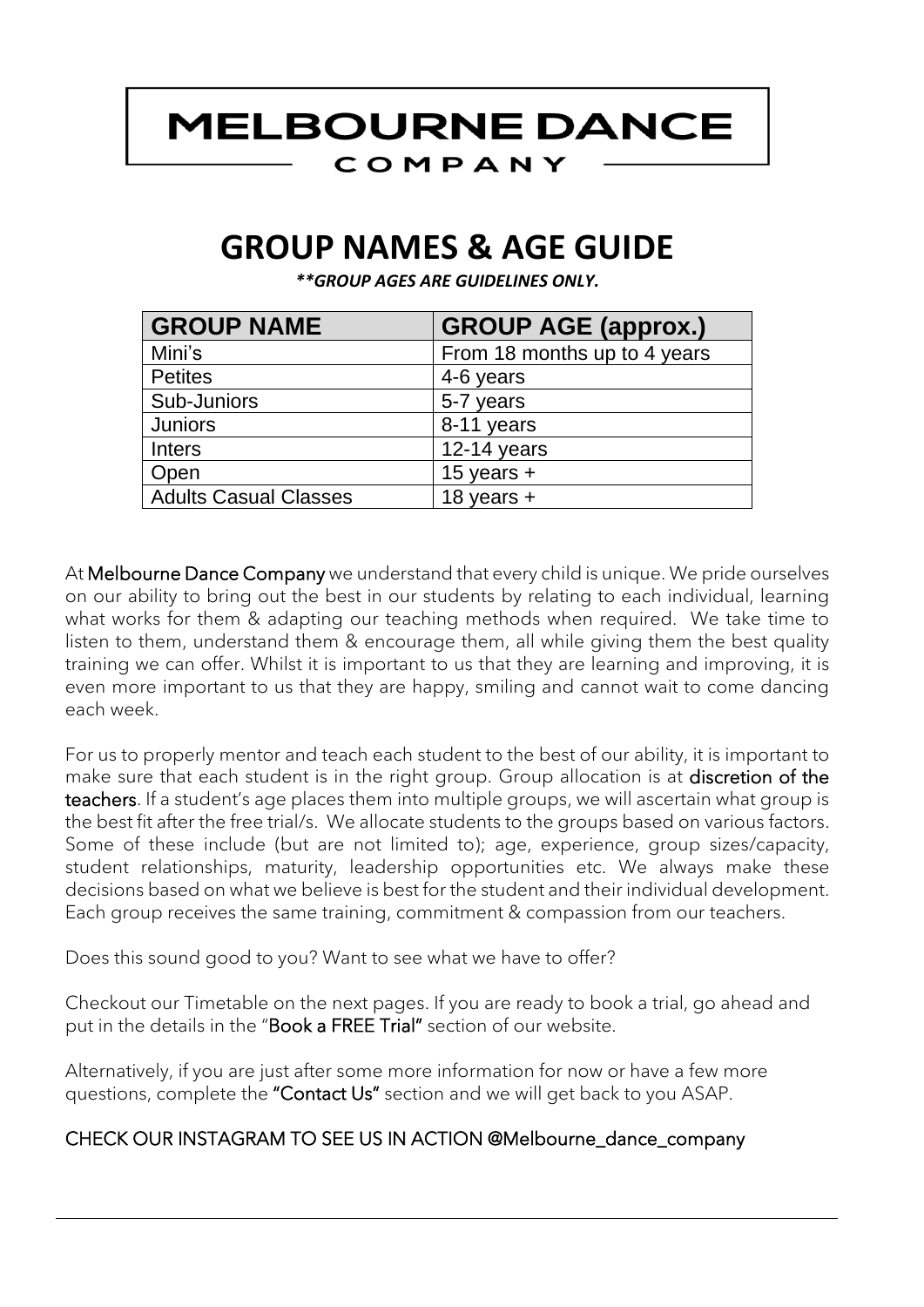# MELBOURNE DANCE

COMPANY

## GROUP NAMES & AGE GUIDE

***\*\*GROUP AGES ARE GUIDELINES ONLY.***

| GROUP NAME | GROUP AGE (approx.) |
|---|---|
| Mini's | From 18 months up to 4 years |
| Petites | 4-6 years |
| Sub-Juniors | 5-7 years |
| Juniors | 8-11 years |
| Inters | 12-14 years |
| Open | 15 years + |
| Adults Casual Classes | 18 years + |

At **Melbourne Dance Company** we understand that every child is unique. We pride ourselves on our ability to bring out the best in our students by relating to each individual, learning what works for them & adapting our teaching methods when required. We take time to listen to them, understand them & encourage them, all while giving them the best quality training we can offer. Whilst it is important to us that they are learning and improving, it is even more important to us that they are happy, smiling and cannot wait to come dancing each week.

For us to properly mentor and teach each student to the best of our ability, it is important to make sure that each student is in the right group. Group allocation is at **discretion of the teachers**. If a student's age places them into multiple groups, we will ascertain what group is the best fit after the free trial/s. We allocate students to the groups based on various factors. Some of these include (but are not limited to); age, experience, group sizes/capacity, student relationships, maturity, leadership opportunities etc. We always make these decisions based on what we believe is best for the student and their individual development. Each group receives the same training, commitment & compassion from our teachers.

Does this sound good to you? Want to see what we have to offer?

Checkout our Timetable on the next pages. If you are ready to book a trial, go ahead and put in the details in the "**Book a FREE Trial"** section of our website.

Alternatively, if you are just after some more information for now or have a few more questions, complete the **"Contact Us"** section and we will get back to you ASAP.

CHECK OUR INSTAGRAM TO SEE US IN ACTION @Melbourne_dance_company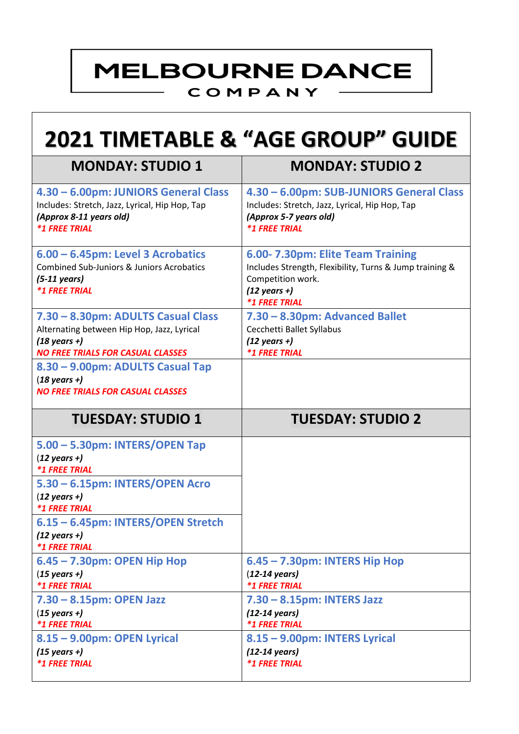# MELBOURNE DANCE

COMPANY

## 2021 TIMETABLE & "AGE GROUP" GUIDE

| MONDAY: STUDIO 1 | MONDAY: STUDIO 2 |
|---|---|
| **4.30 – 6.00pm: JUNIORS General Class**<br>Includes: Stretch, Jazz, Lyrical, Hip Hop, Tap<br>***(Approx 8-11 years old)***<br>***\*1 FREE TRIAL*** | **4.30 – 6.00pm: SUB-JUNIORS General Class**<br>Includes: Stretch, Jazz, Lyrical, Hip Hop, Tap<br>***(Approx 5-7 years old)***<br>***\*1 FREE TRIAL*** |
| **6.00 – 6.45pm: Level 3 Acrobatics**<br>Combined Sub-Juniors & Juniors Acrobatics<br>***(5-11 years)***<br>***\*1 FREE TRIAL*** | **6.00- 7.30pm: Elite Team Training**<br>Includes Strength, Flexibility, Turns & Jump training & Competition work.<br>***(12 years +)***<br>***\*1 FREE TRIAL*** |
| **7.30 – 8.30pm: ADULTS Casual Class**<br>Alternating between Hip Hop, Jazz, Lyrical<br>***(18 years +)***<br>***NO FREE TRIALS FOR CASUAL CLASSES*** | **7.30 – 8.30pm: Advanced Ballet**<br>Cecchetti Ballet Syllabus<br>***(12 years +)***<br>***\*1 FREE TRIAL*** |
| **8.30 – 9.00pm: ADULTS Casual Tap**<br>***(18 years +)***<br>***NO FREE TRIALS FOR CASUAL CLASSES*** | |
| **TUESDAY: STUDIO 1** | **TUESDAY: STUDIO 2** |
| **5.00 – 5.30pm: INTERS/OPEN Tap**<br>***(12 years +)***<br>***\*1 FREE TRIAL*** | |
| **5.30 – 6.15pm: INTERS/OPEN Acro**<br>***(12 years +)***<br>***\*1 FREE TRIAL*** | |
| **6.15 – 6.45pm: INTERS/OPEN Stretch**<br>***(12 years +)***<br>***\*1 FREE TRIAL*** | |
| **6.45 – 7.30pm: OPEN Hip Hop**<br>***(15 years +)***<br>***\*1 FREE TRIAL*** | **6.45 – 7.30pm: INTERS Hip Hop**<br>***(12-14 years)***<br>***\*1 FREE TRIAL*** |
| **7.30 – 8.15pm: OPEN Jazz**<br>***(15 years +)***<br>***\*1 FREE TRIAL*** | **7.30 – 8.15pm: INTERS Jazz**<br>***(12-14 years)***<br>***\*1 FREE TRIAL*** |
| **8.15 – 9.00pm: OPEN Lyrical**<br>***(15 years +)***<br>***\*1 FREE TRIAL*** | **8.15 – 9.00pm: INTERS Lyrical**<br>***(12-14 years)***<br>***\*1 FREE TRIAL*** |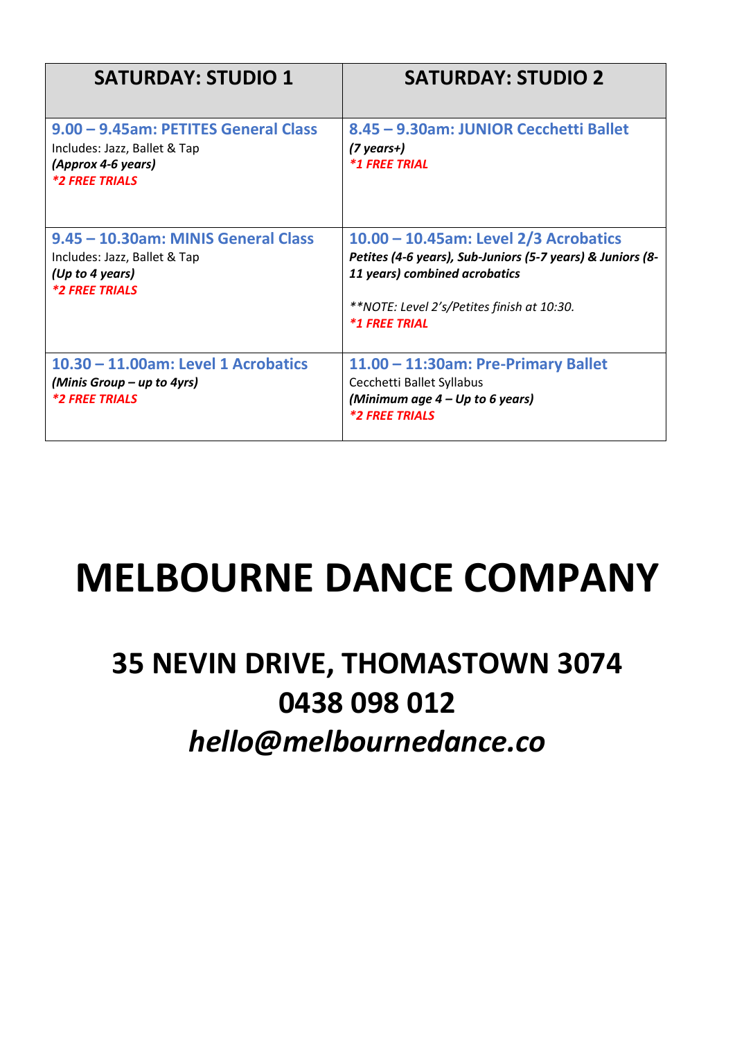| SATURDAY: STUDIO 1 | SATURDAY: STUDIO 2 |
| --- | --- |
| **9.00 – 9.45am: PETITES General Class**<br>Includes: Jazz, Ballet & Tap<br>***(Approx 4-6 years)***<br>***\*2 FREE TRIALS*** | **8.45 – 9.30am: JUNIOR Cecchetti Ballet**<br>***(7 years+)***<br>***\*1 FREE TRIAL*** |
| **9.45 – 10.30am: MINIS General Class**<br>Includes: Jazz, Ballet & Tap<br>***(Up to 4 years)***<br>***\*2 FREE TRIALS*** | **10.00 – 10.45am: Level 2/3 Acrobatics**<br>***Petites (4-6 years), Sub-Juniors (5-7 years) & Juniors (8-11 years) combined acrobatics***<br><br>*\*\*NOTE: Level 2's/Petites finish at 10:30.*<br>***\*1 FREE TRIAL*** |
| **10.30 – 11.00am: Level 1 Acrobatics**<br>***(Minis Group – up to 4yrs)***<br>***\*2 FREE TRIALS*** | **11.00 – 11:30am: Pre-Primary Ballet**<br>Cecchetti Ballet Syllabus<br>***(Minimum age 4 – Up to 6 years)***<br>***\*2 FREE TRIALS*** |

# MELBOURNE DANCE COMPANY

## 35 NEVIN DRIVE, THOMASTOWN 3074

## 0438 098 012

## *hello@melbournedance.co*